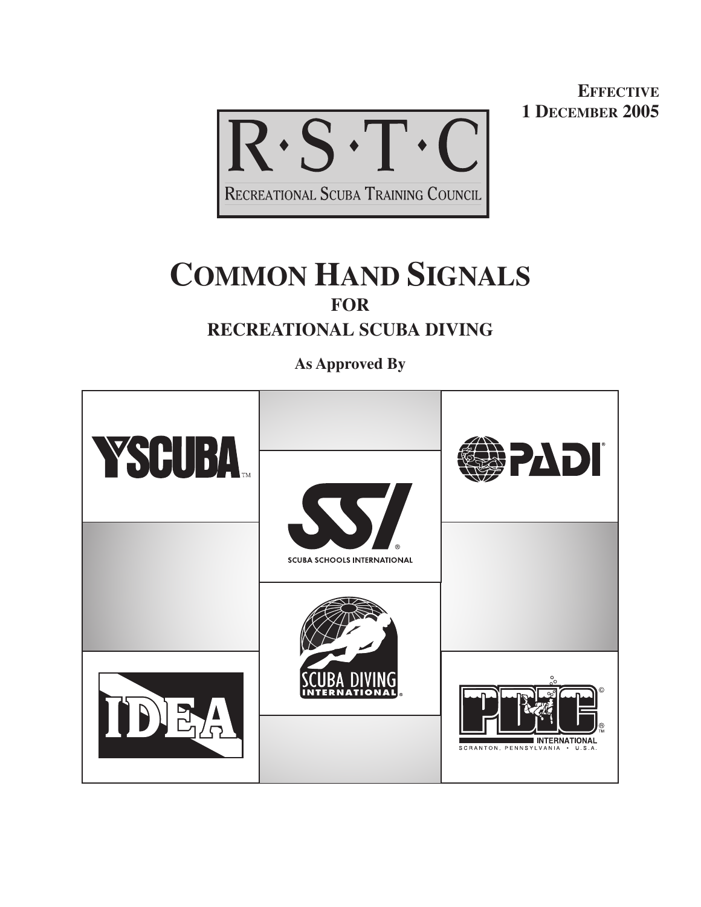**EFFECTIVE**
**1 DECEMBER 2005**

R·S·T·C

RECREATIONAL SCUBA TRAINING COUNCIL

# COMMON HAND SIGNALS

## FOR

## RECREATIONAL SCUBA DIVING

**As Approved By**

YSCUBA™

SSI® SCUBA SCHOOLS INTERNATIONAL

PADI®

IDEA

SCUBA DIVING INTERNATIONAL®

PDIC® INTERNATIONAL SCRANTON, PENNSYLVANIA • U.S.A.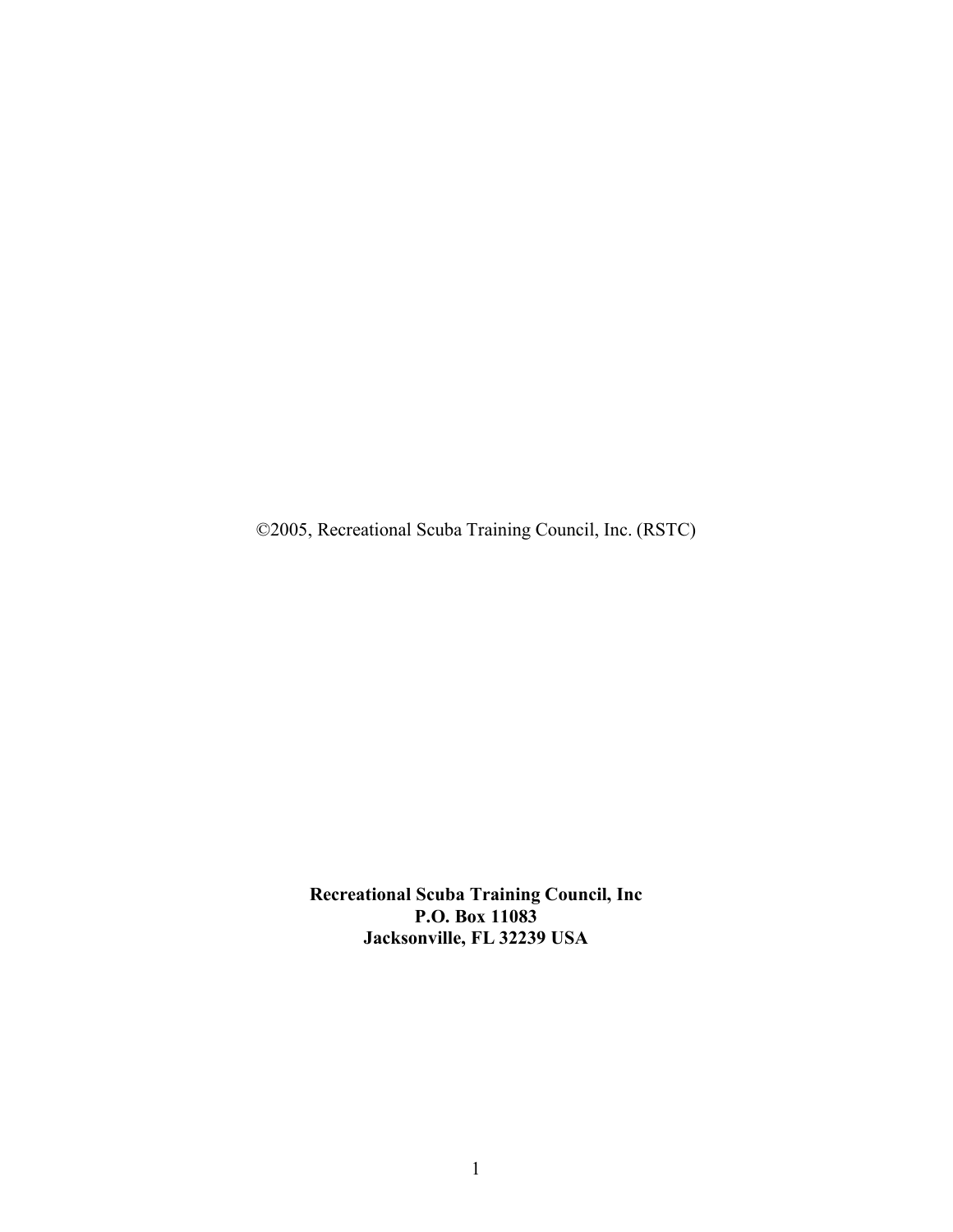©2005, Recreational Scuba Training Council, Inc. (RSTC)

**Recreational Scuba Training Council, Inc**
**P.O. Box 11083**
**Jacksonville, FL 32239 USA**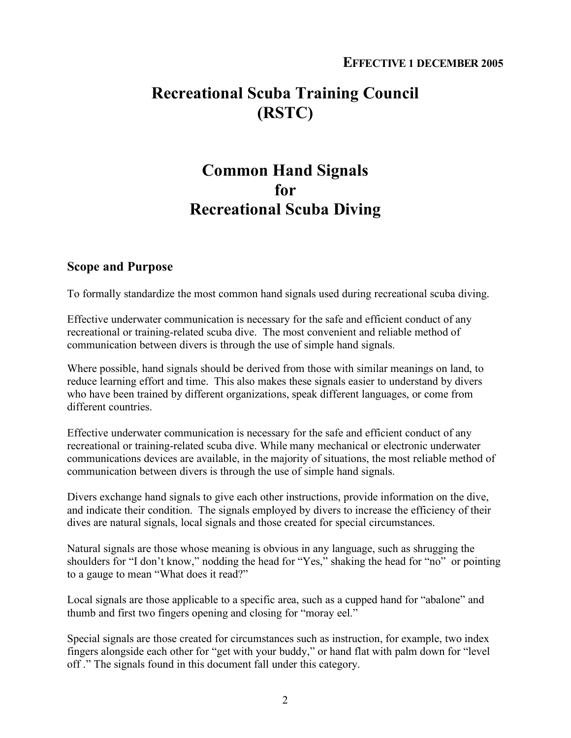**EFFECTIVE 1 DECEMBER 2005**

# Recreational Scuba Training Council (RSTC)

# Common Hand Signals for Recreational Scuba Diving

## Scope and Purpose

To formally standardize the most common hand signals used during recreational scuba diving.

Effective underwater communication is necessary for the safe and efficient conduct of any recreational or training-related scuba dive. The most convenient and reliable method of communication between divers is through the use of simple hand signals.

Where possible, hand signals should be derived from those with similar meanings on land, to reduce learning effort and time. This also makes these signals easier to understand by divers who have been trained by different organizations, speak different languages, or come from different countries.

Effective underwater communication is necessary for the safe and efficient conduct of any recreational or training-related scuba dive. While many mechanical or electronic underwater communications devices are available, in the majority of situations, the most reliable method of communication between divers is through the use of simple hand signals.

Divers exchange hand signals to give each other instructions, provide information on the dive, and indicate their condition. The signals employed by divers to increase the efficiency of their dives are natural signals, local signals and those created for special circumstances.

Natural signals are those whose meaning is obvious in any language, such as shrugging the shoulders for "I don't know," nodding the head for "Yes," shaking the head for "no" or pointing to a gauge to mean "What does it read?"

Local signals are those applicable to a specific area, such as a cupped hand for "abalone" and thumb and first two fingers opening and closing for "moray eel."

Special signals are those created for circumstances such as instruction, for example, two index fingers alongside each other for "get with your buddy," or hand flat with palm down for "level off ." The signals found in this document fall under this category.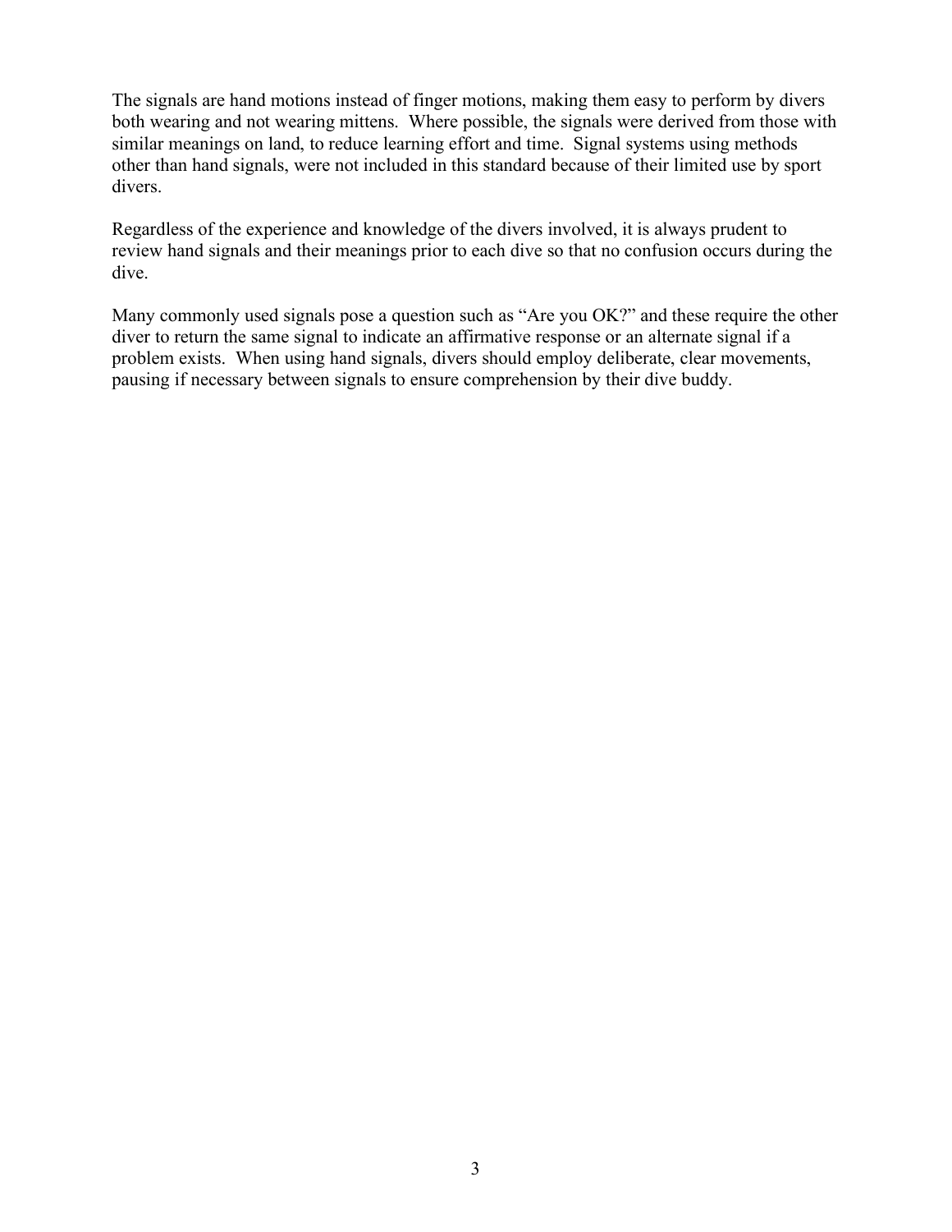The signals are hand motions instead of finger motions, making them easy to perform by divers both wearing and not wearing mittens. Where possible, the signals were derived from those with similar meanings on land, to reduce learning effort and time. Signal systems using methods other than hand signals, were not included in this standard because of their limited use by sport divers.

Regardless of the experience and knowledge of the divers involved, it is always prudent to review hand signals and their meanings prior to each dive so that no confusion occurs during the dive.

Many commonly used signals pose a question such as "Are you OK?" and these require the other diver to return the same signal to indicate an affirmative response or an alternate signal if a problem exists. When using hand signals, divers should employ deliberate, clear movements, pausing if necessary between signals to ensure comprehension by their dive buddy.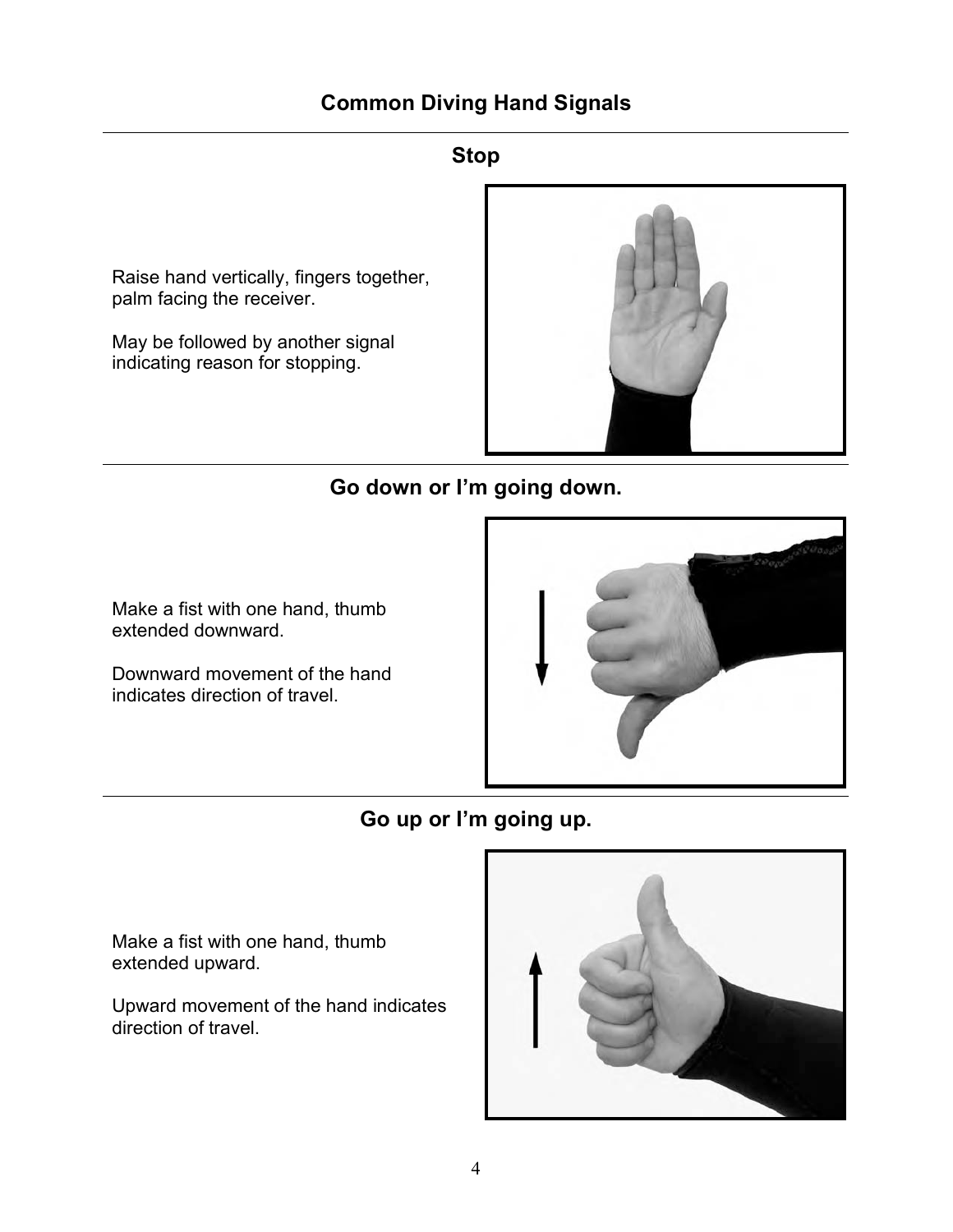# Common Diving Hand Signals

## Stop

Raise hand vertically, fingers together, palm facing the receiver.

May be followed by another signal indicating reason for stopping.

## Go down or I'm going down.

Make a fist with one hand, thumb extended downward.

Downward movement of the hand indicates direction of travel.

## Go up or I'm going up.

Make a fist with one hand, thumb extended upward.

Upward movement of the hand indicates direction of travel.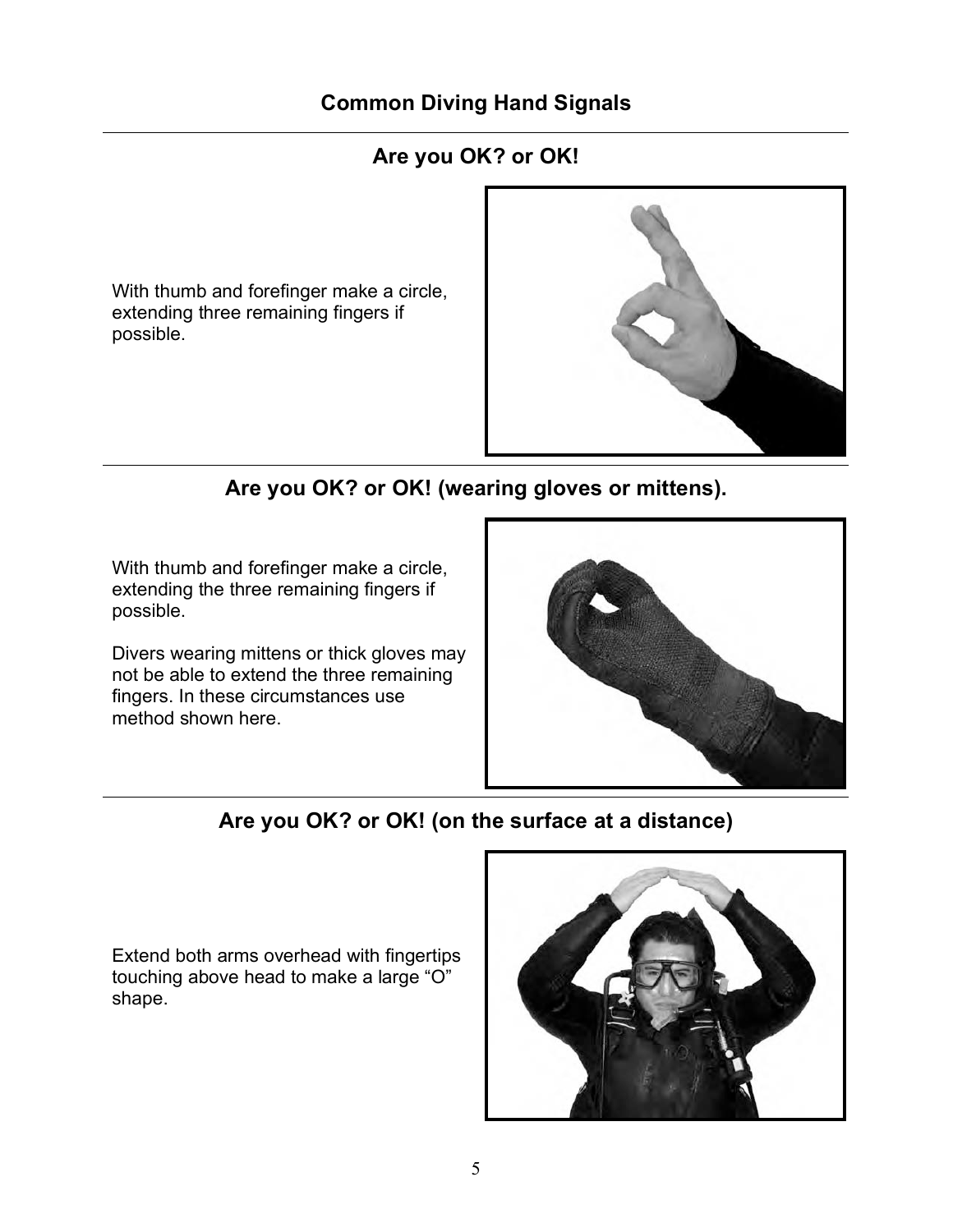# Common Diving Hand Signals

## Are you OK? or OK!

With thumb and forefinger make a circle, extending three remaining fingers if possible.

## Are you OK? or OK! (wearing gloves or mittens).

With thumb and forefinger make a circle, extending the three remaining fingers if possible.

Divers wearing mittens or thick gloves may not be able to extend the three remaining fingers. In these circumstances use method shown here.

## Are you OK? or OK! (on the surface at a distance)

Extend both arms overhead with fingertips touching above head to make a large “O” shape.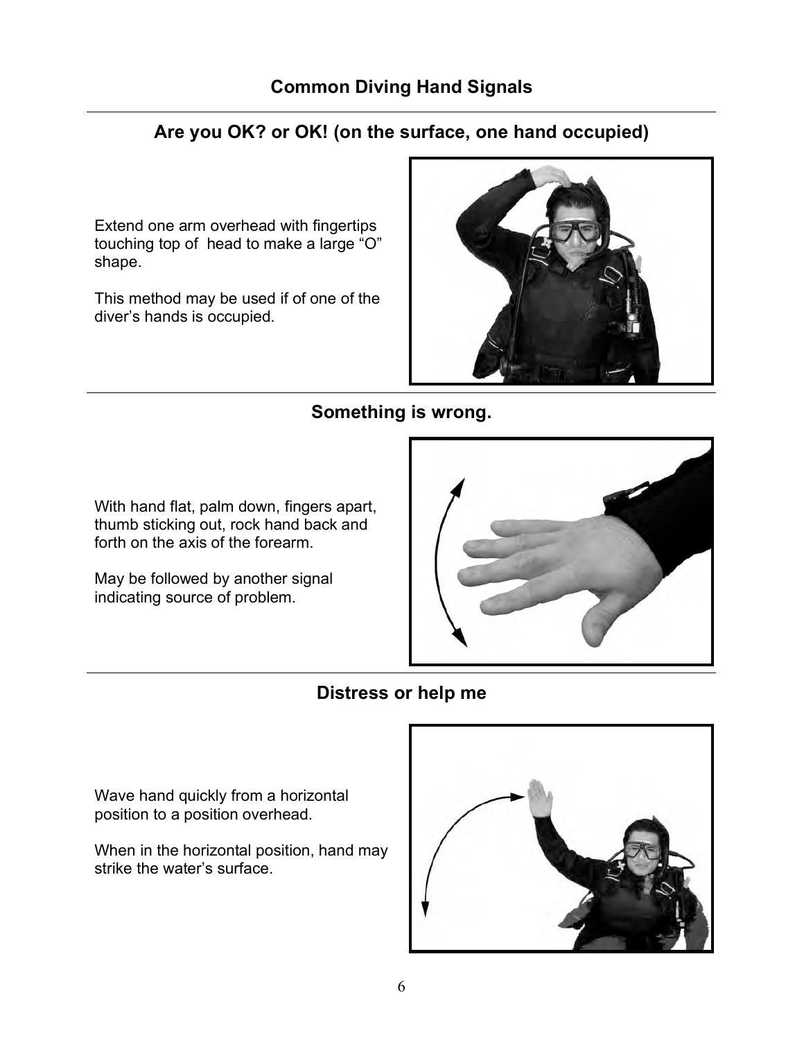# Common Diving Hand Signals

## Are you OK? or OK! (on the surface, one hand occupied)

Extend one arm overhead with fingertips touching top of head to make a large "O" shape.

This method may be used if of one of the diver's hands is occupied.

## Something is wrong.

With hand flat, palm down, fingers apart, thumb sticking out, rock hand back and forth on the axis of the forearm.

May be followed by another signal indicating source of problem.

## Distress or help me

Wave hand quickly from a horizontal position to a position overhead.

When in the horizontal position, hand may strike the water's surface.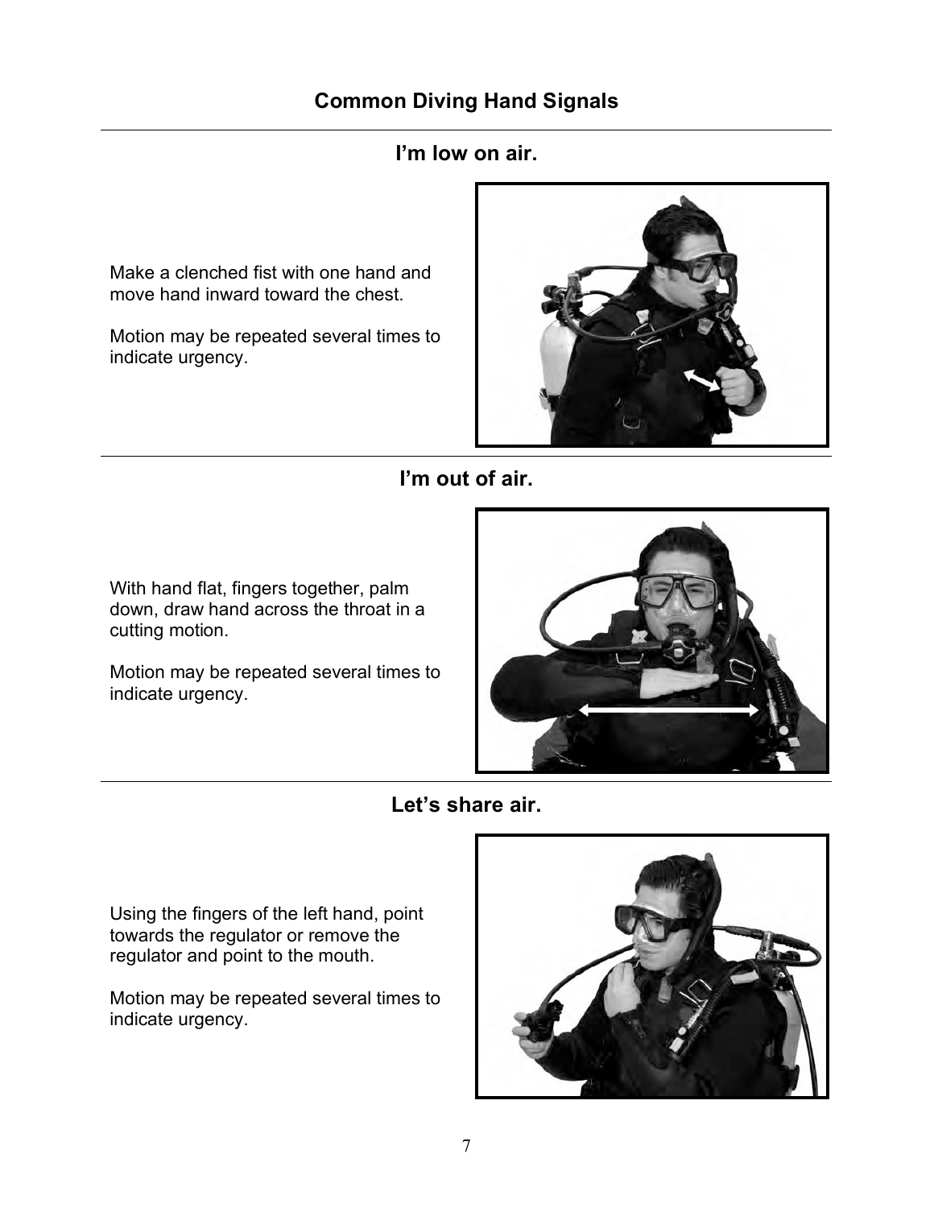# Common Diving Hand Signals

## I'm low on air.

Make a clenched fist with one hand and move hand inward toward the chest.

Motion may be repeated several times to indicate urgency.

## I'm out of air.

With hand flat, fingers together, palm down, draw hand across the throat in a cutting motion.

Motion may be repeated several times to indicate urgency.

## Let's share air.

Using the fingers of the left hand, point towards the regulator or remove the regulator and point to the mouth.

Motion may be repeated several times to indicate urgency.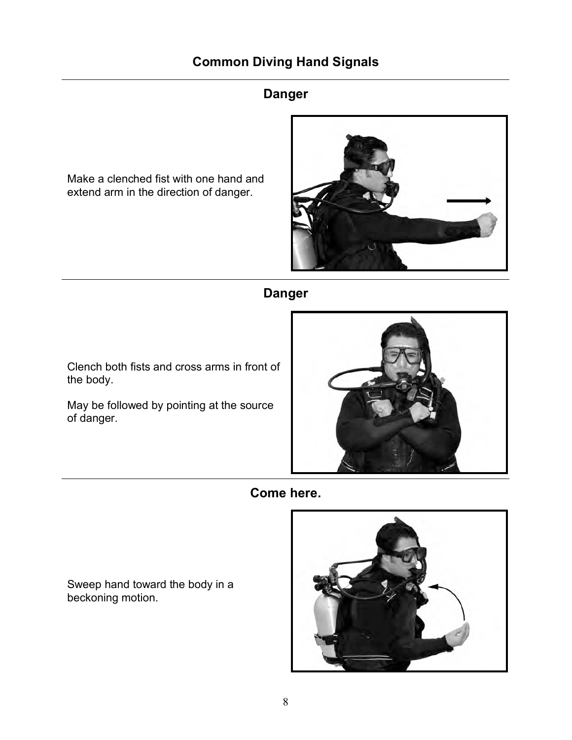## Common Diving Hand Signals

### Danger

Make a clenched fist with one hand and extend arm in the direction of danger.

### Danger

Clench both fists and cross arms in front of the body.

May be followed by pointing at the source of danger.

### Come here.

Sweep hand toward the body in a beckoning motion.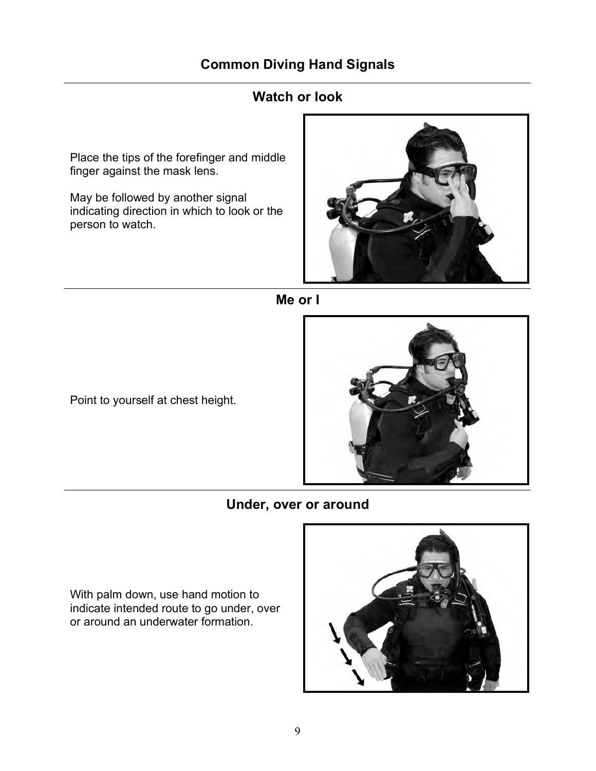# Common Diving Hand Signals

## Watch or look

Place the tips of the forefinger and middle finger against the mask lens.

May be followed by another signal indicating direction in which to look or the person to watch.

## Me or I

Point to yourself at chest height.

## Under, over or around

With palm down, use hand motion to indicate intended route to go under, over or around an underwater formation.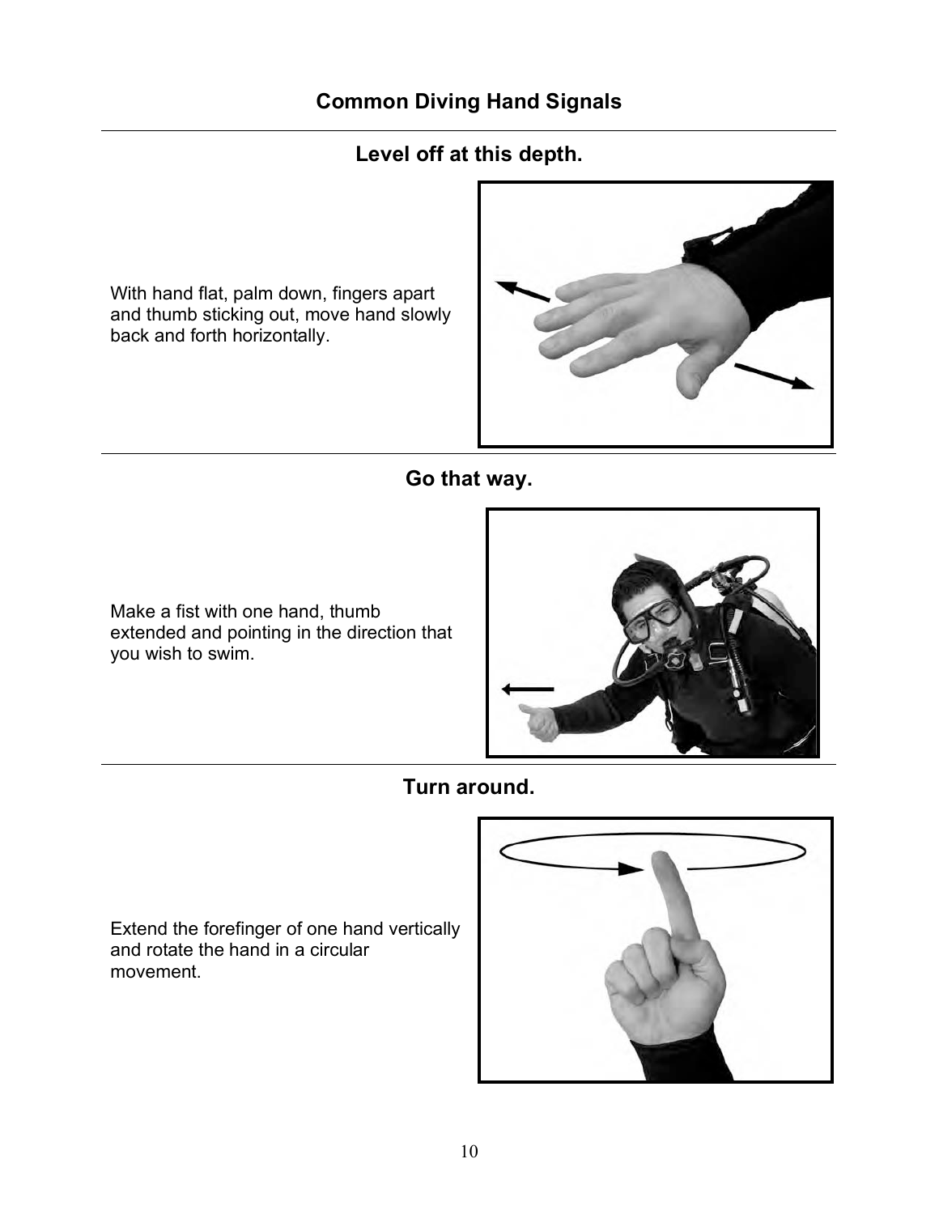# Common Diving Hand Signals

## Level off at this depth.

With hand flat, palm down, fingers apart and thumb sticking out, move hand slowly back and forth horizontally.

## Go that way.

Make a fist with one hand, thumb extended and pointing in the direction that you wish to swim.

## Turn around.

Extend the forefinger of one hand vertically and rotate the hand in a circular movement.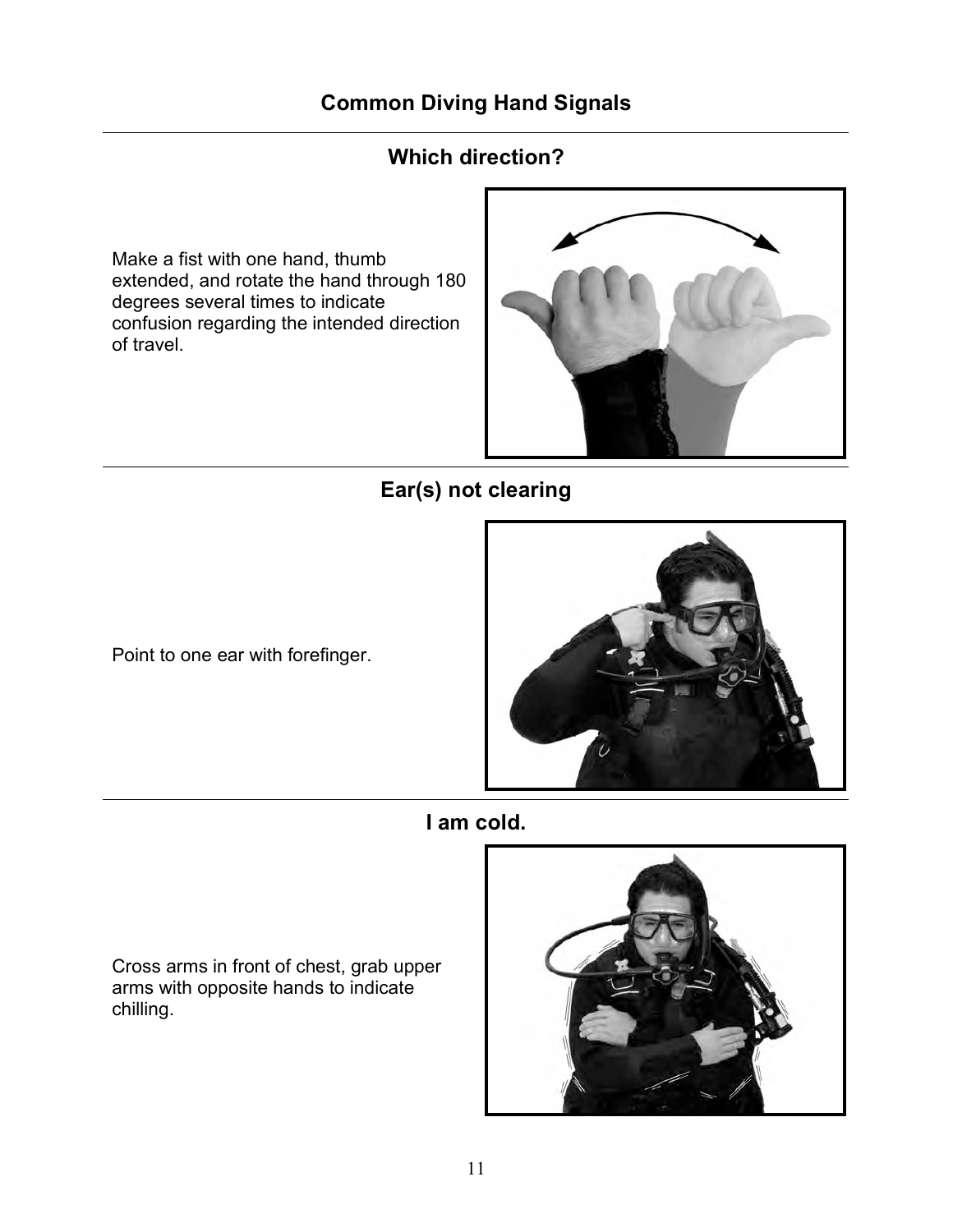## Common Diving Hand Signals

### Which direction?

Make a fist with one hand, thumb extended, and rotate the hand through 180 degrees several times to indicate confusion regarding the intended direction of travel.

### Ear(s) not clearing

Point to one ear with forefinger.

### I am cold.

Cross arms in front of chest, grab upper arms with opposite hands to indicate chilling.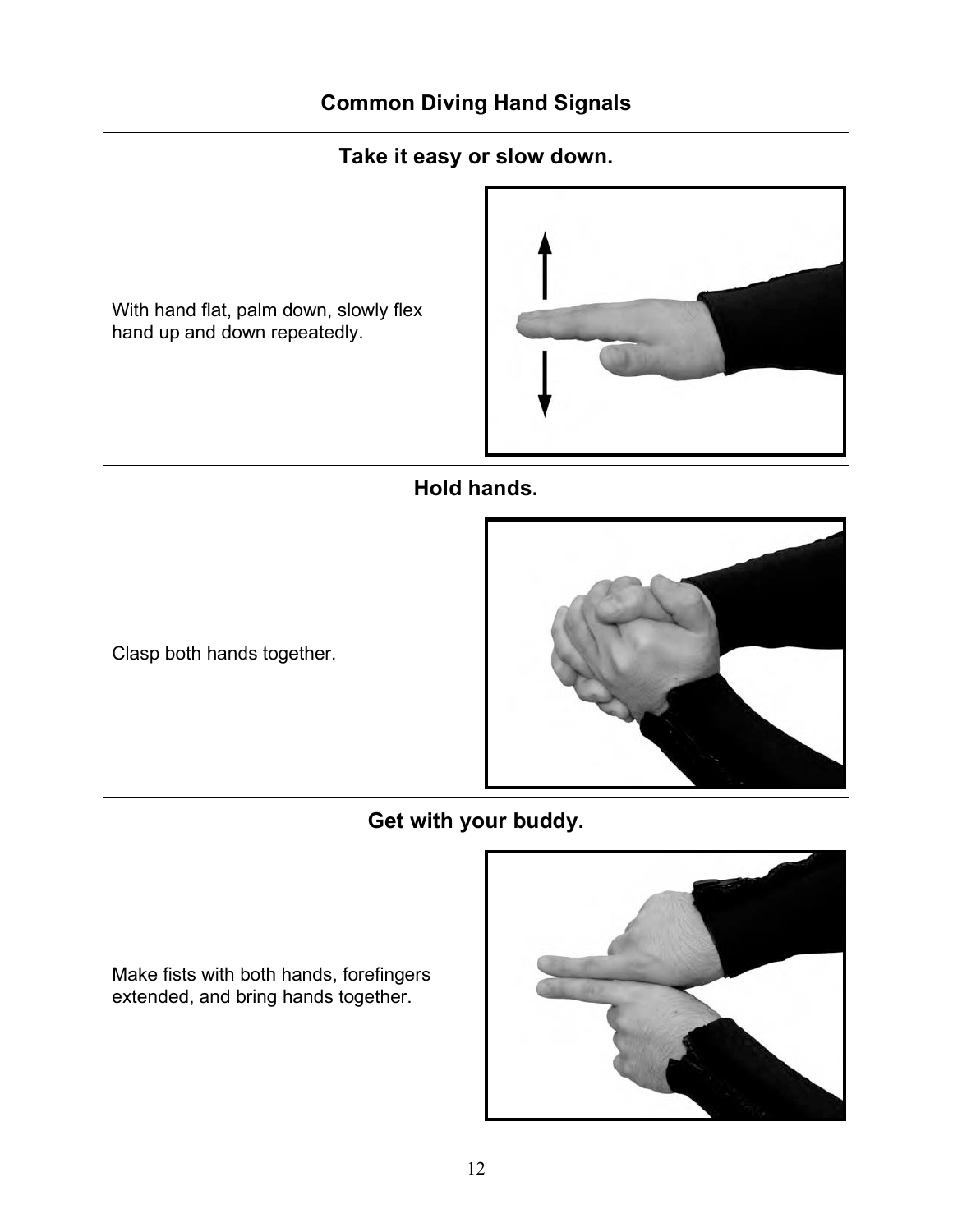## Common Diving Hand Signals

### Take it easy or slow down.

With hand flat, palm down, slowly flex hand up and down repeatedly.

### Hold hands.

Clasp both hands together.

### Get with your buddy.

Make fists with both hands, forefingers extended, and bring hands together.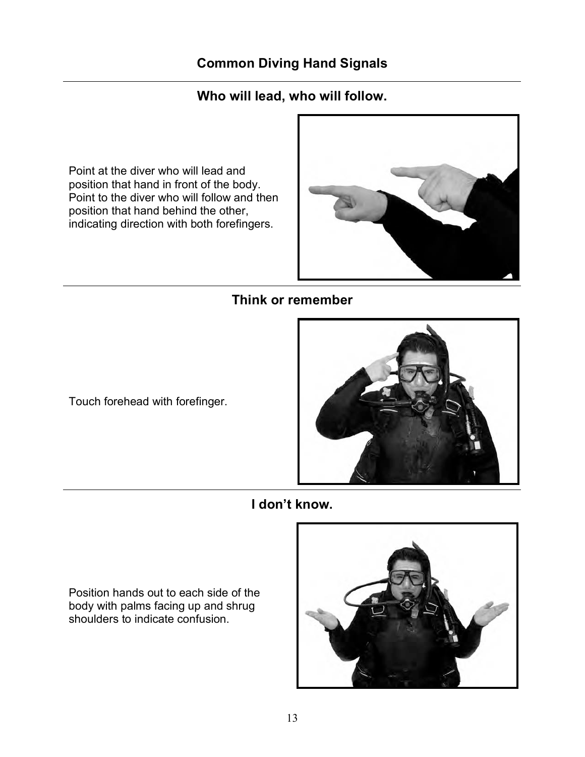# Common Diving Hand Signals

## Who will lead, who will follow.

Point at the diver who will lead and position that hand in front of the body. Point to the diver who will follow and then position that hand behind the other, indicating direction with both forefingers.

## Think or remember

Touch forehead with forefinger.

## I don’t know.

Position hands out to each side of the body with palms facing up and shrug shoulders to indicate confusion.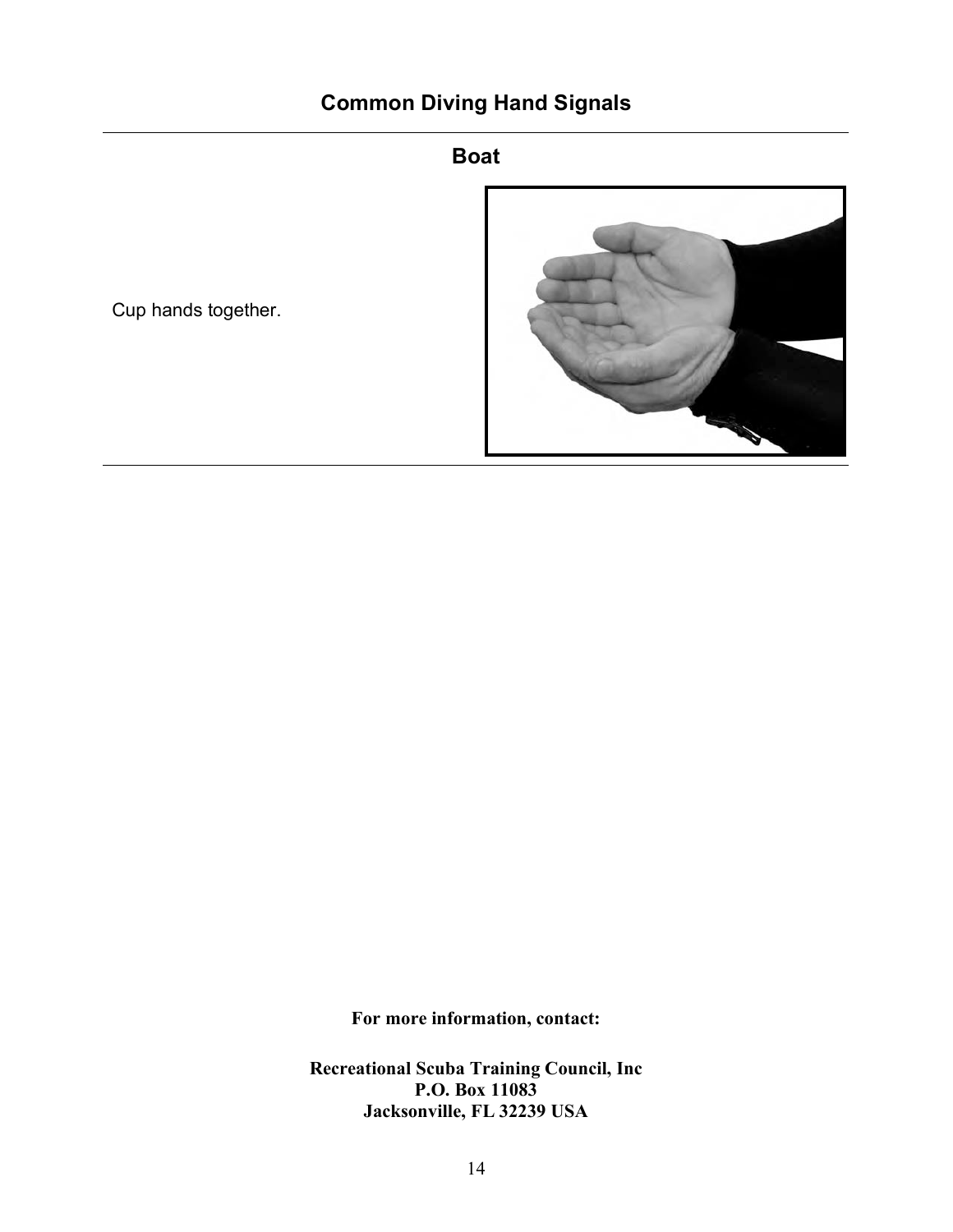## Common Diving Hand Signals

### Boat

Cup hands together.

**For more information, contact:**

**Recreational Scuba Training Council, Inc**
**P.O. Box 11083**
**Jacksonville, FL 32239 USA**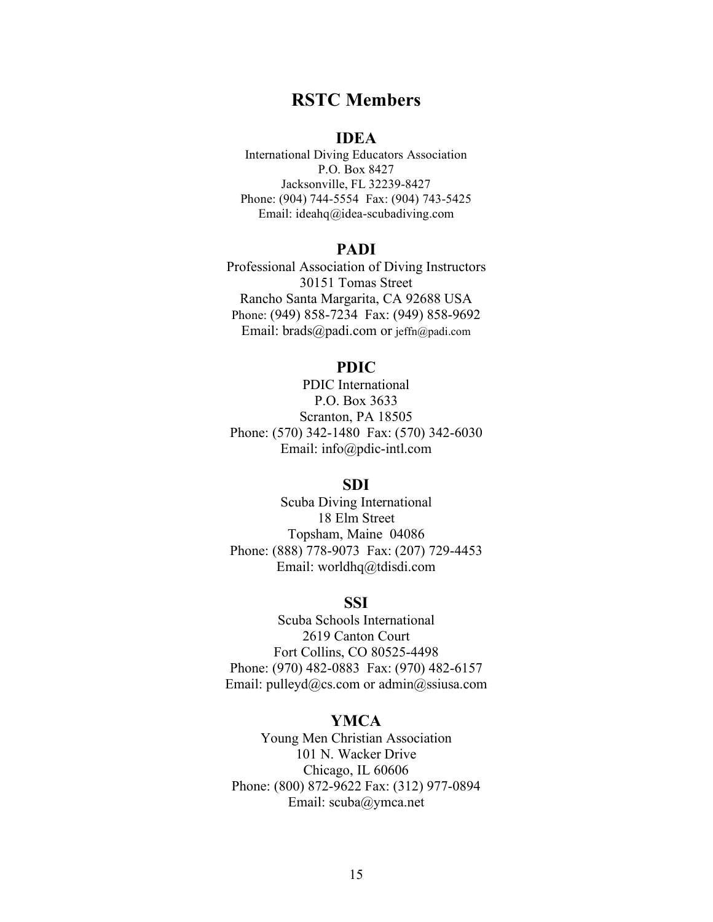# RSTC Members

## IDEA

International Diving Educators Association
P.O. Box 8427
Jacksonville, FL 32239-8427
Phone: (904) 744-5554  Fax: (904) 743-5425
Email: ideahq@idea-scubadiving.com

## PADI

Professional Association of Diving Instructors
30151 Tomas Street
Rancho Santa Margarita, CA 92688 USA
Phone: (949) 858-7234  Fax: (949) 858-9692
Email: brads@padi.com or jeffn@padi.com

## PDIC

PDIC International
P.O. Box 3633
Scranton, PA 18505
Phone: (570) 342-1480  Fax: (570) 342-6030
Email: info@pdic-intl.com

## SDI

Scuba Diving International
18 Elm Street
Topsham, Maine  04086
Phone: (888) 778-9073  Fax: (207) 729-4453
Email: worldhq@tdisdi.com

## SSI

Scuba Schools International
2619 Canton Court
Fort Collins, CO 80525-4498
Phone: (970) 482-0883  Fax: (970) 482-6157
Email: pulleyd@cs.com or admin@ssiusa.com

## YMCA

Young Men Christian Association
101 N. Wacker Drive
Chicago, IL 60606
Phone: (800) 872-9622 Fax: (312) 977-0894
Email: scuba@ymca.net